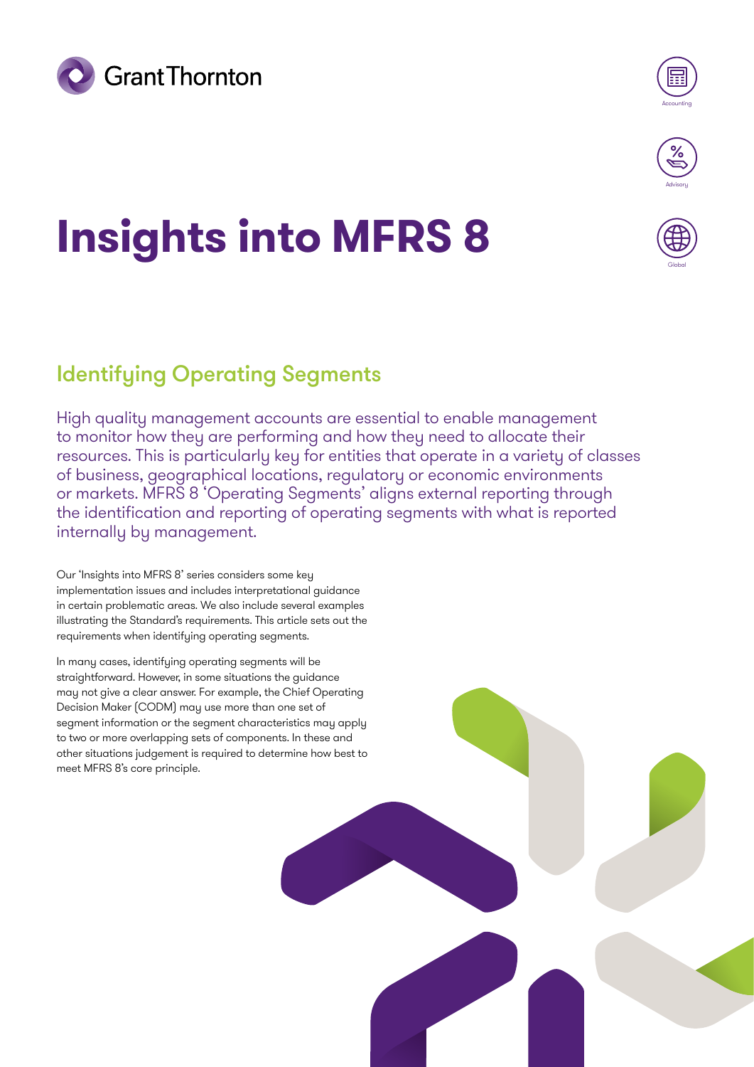Grant Thornton

Accounting

Advisory

Global

# Insights into MFRS 8

## Identifying Operating Segments

High quality management accounts are essential to enable management to monitor how they are performing and how they need to allocate their resources. This is particularly key for entities that operate in a variety of classes of business, geographical locations, regulatory or economic environments or markets. MFRS 8 'Operating Segments' aligns external reporting through the identification and reporting of operating segments with what is reported internally by management.

Our 'Insights into MFRS 8' series considers some key implementation issues and includes interpretational guidance in certain problematic areas. We also include several examples illustrating the Standard's requirements. This article sets out the requirements when identifying operating segments.

In many cases, identifying operating segments will be straightforward. However, in some situations the guidance may not give a clear answer. For example, the Chief Operating Decision Maker (CODM) may use more than one set of segment information or the segment characteristics may apply to two or more overlapping sets of components. In these and other situations judgement is required to determine how best to meet MFRS 8's core principle.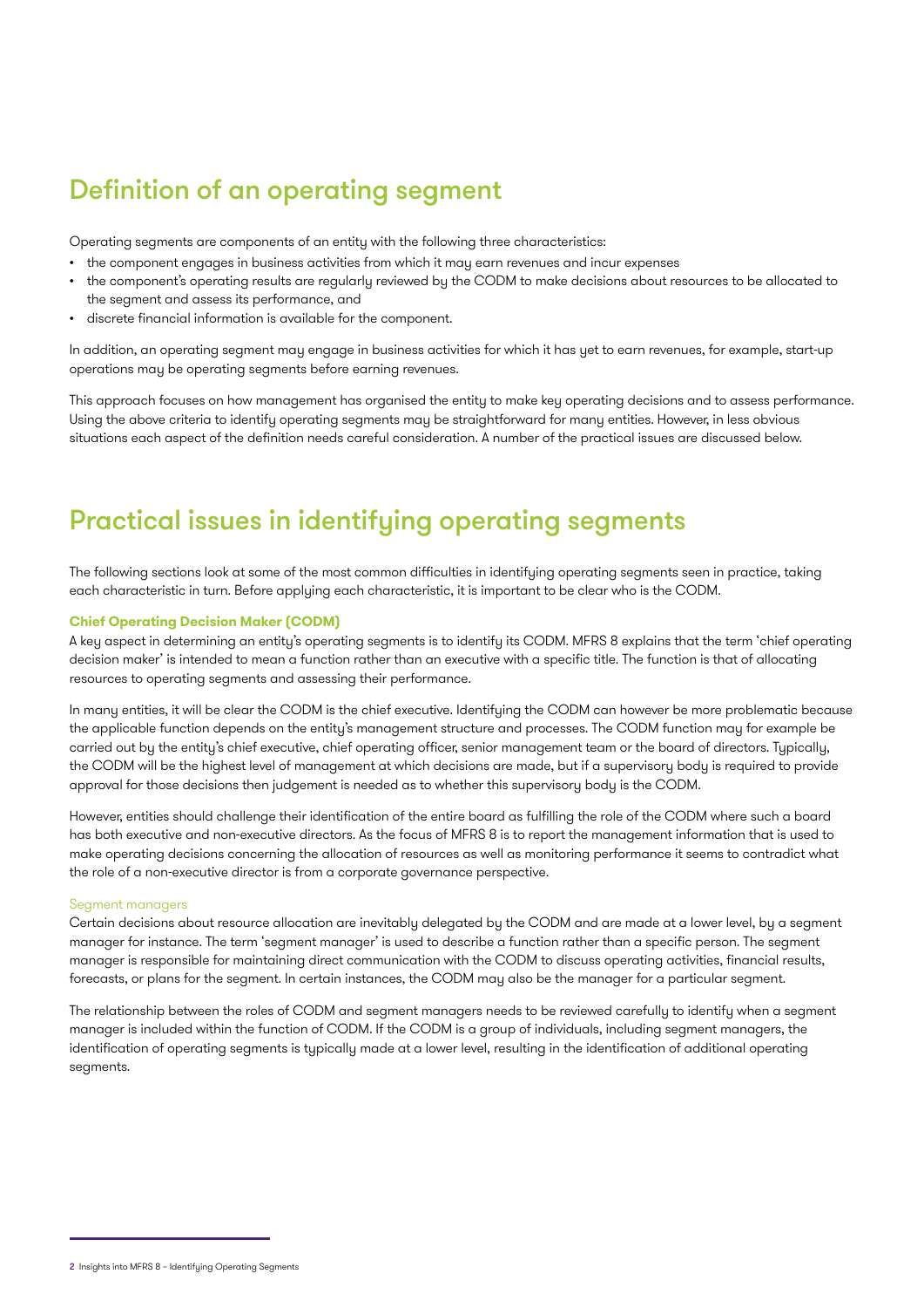## Definition of an operating segment

Operating segments are components of an entity with the following three characteristics:

- the component engages in business activities from which it may earn revenues and incur expenses
- the component's operating results are regularly reviewed by the CODM to make decisions about resources to be allocated to the segment and assess its performance, and
- discrete financial information is available for the component.

In addition, an operating segment may engage in business activities for which it has yet to earn revenues, for example, start-up operations may be operating segments before earning revenues.

This approach focuses on how management has organised the entity to make key operating decisions and to assess performance. Using the above criteria to identify operating segments may be straightforward for many entities. However, in less obvious situations each aspect of the definition needs careful consideration. A number of the practical issues are discussed below.

## Practical issues in identifying operating segments

The following sections look at some of the most common difficulties in identifying operating segments seen in practice, taking each characteristic in turn. Before applying each characteristic, it is important to be clear who is the CODM.

### Chief Operating Decision Maker (CODM)

A key aspect in determining an entity's operating segments is to identify its CODM. MFRS 8 explains that the term 'chief operating decision maker' is intended to mean a function rather than an executive with a specific title. The function is that of allocating resources to operating segments and assessing their performance.

In many entities, it will be clear the CODM is the chief executive. Identifying the CODM can however be more problematic because the applicable function depends on the entity's management structure and processes. The CODM function may for example be carried out by the entity's chief executive, chief operating officer, senior management team or the board of directors. Typically, the CODM will be the highest level of management at which decisions are made, but if a supervisory body is required to provide approval for those decisions then judgement is needed as to whether this supervisory body is the CODM.

However, entities should challenge their identification of the entire board as fulfilling the role of the CODM where such a board has both executive and non-executive directors. As the focus of MFRS 8 is to report the management information that is used to make operating decisions concerning the allocation of resources as well as monitoring performance it seems to contradict what the role of a non-executive director is from a corporate governance perspective.

#### Segment managers

Certain decisions about resource allocation are inevitably delegated by the CODM and are made at a lower level, by a segment manager for instance. The term 'segment manager' is used to describe a function rather than a specific person. The segment manager is responsible for maintaining direct communication with the CODM to discuss operating activities, financial results, forecasts, or plans for the segment. In certain instances, the CODM may also be the manager for a particular segment.

The relationship between the roles of CODM and segment managers needs to be reviewed carefully to identify when a segment manager is included within the function of CODM. If the CODM is a group of individuals, including segment managers, the identification of operating segments is typically made at a lower level, resulting in the identification of additional operating segments.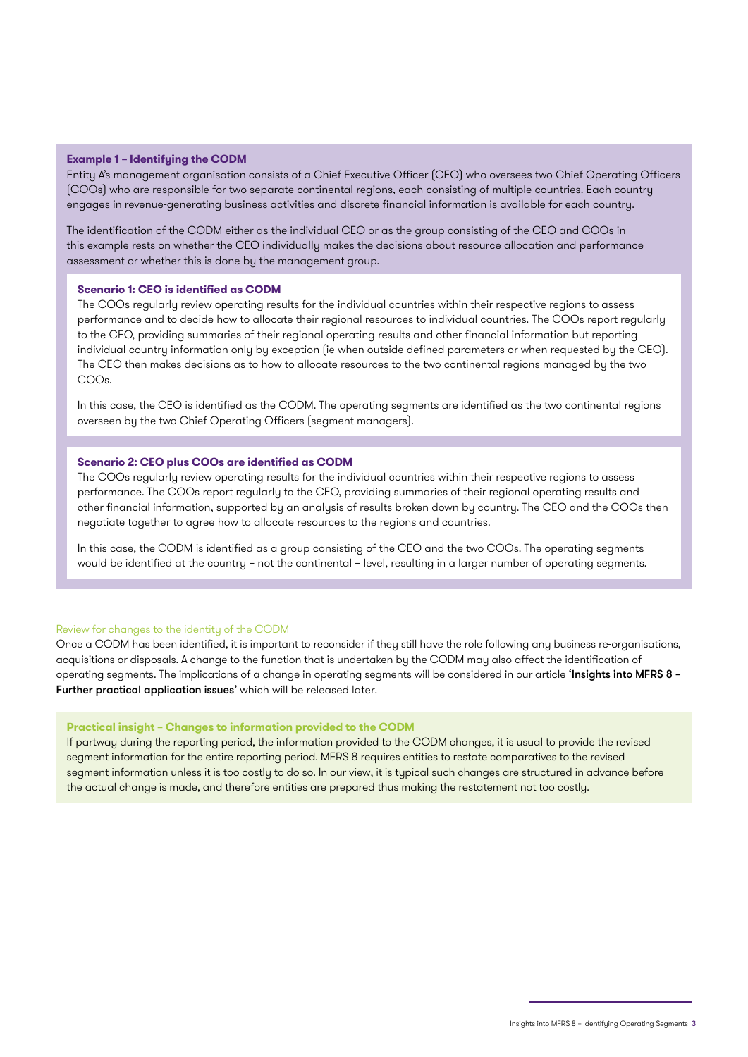### Example 1 – Identifying the CODM

Entity A's management organisation consists of a Chief Executive Officer (CEO) who oversees two Chief Operating Officers (COOs) who are responsible for two separate continental regions, each consisting of multiple countries. Each country engages in revenue-generating business activities and discrete financial information is available for each country.

The identification of the CODM either as the individual CEO or as the group consisting of the CEO and COOs in this example rests on whether the CEO individually makes the decisions about resource allocation and performance assessment or whether this is done by the management group.

#### Scenario 1: CEO is identified as CODM

The COOs regularly review operating results for the individual countries within their respective regions to assess performance and to decide how to allocate their regional resources to individual countries. The COOs report regularly to the CEO, providing summaries of their regional operating results and other financial information but reporting individual country information only by exception (ie when outside defined parameters or when requested by the CEO). The CEO then makes decisions as to how to allocate resources to the two continental regions managed by the two COOs.

In this case, the CEO is identified as the CODM. The operating segments are identified as the two continental regions overseen by the two Chief Operating Officers (segment managers).

#### Scenario 2: CEO plus COOs are identified as CODM

The COOs regularly review operating results for the individual countries within their respective regions to assess performance. The COOs report regularly to the CEO, providing summaries of their regional operating results and other financial information, supported by an analysis of results broken down by country. The CEO and the COOs then negotiate together to agree how to allocate resources to the regions and countries.

In this case, the CODM is identified as a group consisting of the CEO and the two COOs. The operating segments would be identified at the country – not the continental – level, resulting in a larger number of operating segments.

### Review for changes to the identity of the CODM

Once a CODM has been identified, it is important to reconsider if they still have the role following any business re-organisations, acquisitions or disposals. A change to the function that is undertaken by the CODM may also affect the identification of operating segments. The implications of a change in operating segments will be considered in our article **'Insights into MFRS 8 – Further practical application issues'** which will be released later.

### Practical insight – Changes to information provided to the CODM

If partway during the reporting period, the information provided to the CODM changes, it is usual to provide the revised segment information for the entire reporting period. MFRS 8 requires entities to restate comparatives to the revised segment information unless it is too costly to do so. In our view, it is typical such changes are structured in advance before the actual change is made, and therefore entities are prepared thus making the restatement not too costly.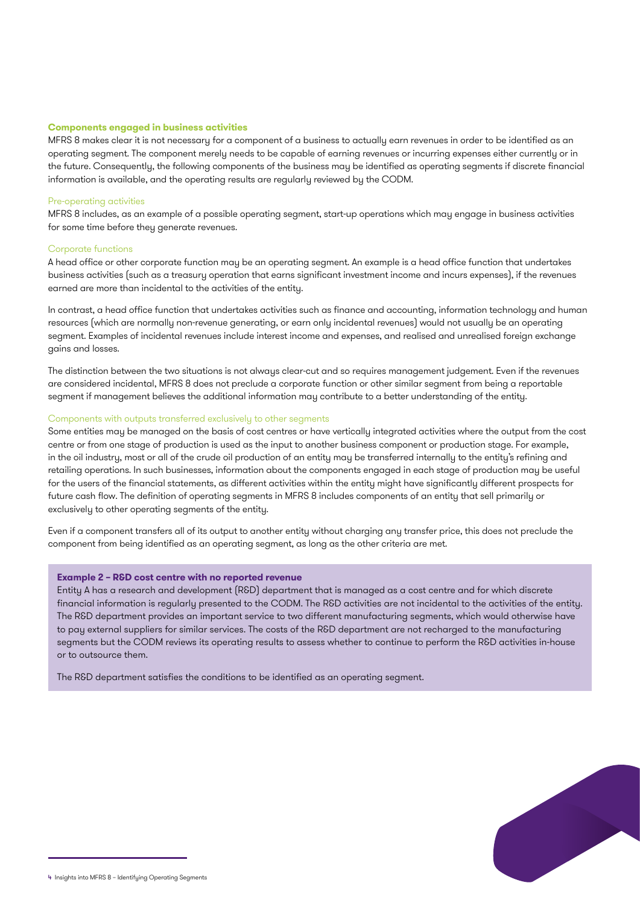### Components engaged in business activities

MFRS 8 makes clear it is not necessary for a component of a business to actually earn revenues in order to be identified as an operating segment. The component merely needs to be capable of earning revenues or incurring expenses either currently or in the future. Consequently, the following components of the business may be identified as operating segments if discrete financial information is available, and the operating results are regularly reviewed by the CODM.

#### Pre-operating activities

MFRS 8 includes, as an example of a possible operating segment, start-up operations which may engage in business activities for some time before they generate revenues.

#### Corporate functions

A head office or other corporate function may be an operating segment. An example is a head office function that undertakes business activities (such as a treasury operation that earns significant investment income and incurs expenses), if the revenues earned are more than incidental to the activities of the entity.

In contrast, a head office function that undertakes activities such as finance and accounting, information technology and human resources (which are normally non-revenue generating, or earn only incidental revenues) would not usually be an operating segment. Examples of incidental revenues include interest income and expenses, and realised and unrealised foreign exchange gains and losses.

The distinction between the two situations is not always clear-cut and so requires management judgement. Even if the revenues are considered incidental, MFRS 8 does not preclude a corporate function or other similar segment from being a reportable segment if management believes the additional information may contribute to a better understanding of the entity.

#### Components with outputs transferred exclusively to other segments

Some entities may be managed on the basis of cost centres or have vertically integrated activities where the output from the cost centre or from one stage of production is used as the input to another business component or production stage. For example, in the oil industry, most or all of the crude oil production of an entity may be transferred internally to the entity's refining and retailing operations. In such businesses, information about the components engaged in each stage of production may be useful for the users of the financial statements, as different activities within the entity might have significantly different prospects for future cash flow. The definition of operating segments in MFRS 8 includes components of an entity that sell primarily or exclusively to other operating segments of the entity.

Even if a component transfers all of its output to another entity without charging any transfer price, this does not preclude the component from being identified as an operating segment, as long as the other criteria are met.

**Example 2 – R&D cost centre with no reported revenue**

Entity A has a research and development (R&D) department that is managed as a cost centre and for which discrete financial information is regularly presented to the CODM. The R&D activities are not incidental to the activities of the entity. The R&D department provides an important service to two different manufacturing segments, which would otherwise have to pay external suppliers for similar services. The costs of the R&D department are not recharged to the manufacturing segments but the CODM reviews its operating results to assess whether to continue to perform the R&D activities in-house or to outsource them.

The R&D department satisfies the conditions to be identified as an operating segment.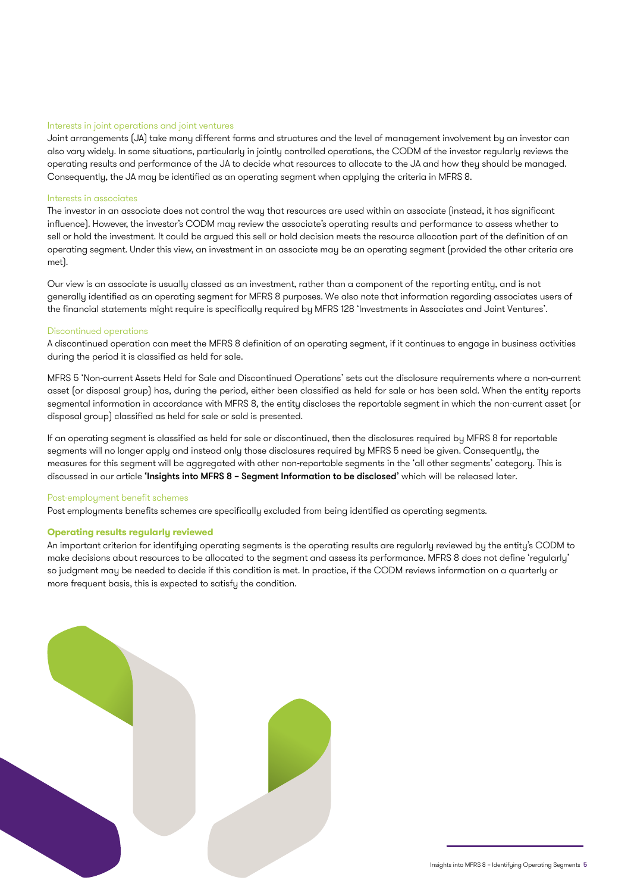### Interests in joint operations and joint ventures

Joint arrangements (JA) take many different forms and structures and the level of management involvement by an investor can also vary widely. In some situations, particularly in jointly controlled operations, the CODM of the investor regularly reviews the operating results and performance of the JA to decide what resources to allocate to the JA and how they should be managed. Consequently, the JA may be identified as an operating segment when applying the criteria in MFRS 8.

### Interests in associates

The investor in an associate does not control the way that resources are used within an associate (instead, it has significant influence). However, the investor's CODM may review the associate's operating results and performance to assess whether to sell or hold the investment. It could be argued this sell or hold decision meets the resource allocation part of the definition of an operating segment. Under this view, an investment in an associate may be an operating segment (provided the other criteria are met).

Our view is an associate is usually classed as an investment, rather than a component of the reporting entity, and is not generally identified as an operating segment for MFRS 8 purposes. We also note that information regarding associates users of the financial statements might require is specifically required by MFRS 128 'Investments in Associates and Joint Ventures'.

### Discontinued operations

A discontinued operation can meet the MFRS 8 definition of an operating segment, if it continues to engage in business activities during the period it is classified as held for sale.

MFRS 5 'Non-current Assets Held for Sale and Discontinued Operations' sets out the disclosure requirements where a non-current asset (or disposal group) has, during the period, either been classified as held for sale or has been sold. When the entity reports segmental information in accordance with MFRS 8, the entity discloses the reportable segment in which the non-current asset (or disposal group) classified as held for sale or sold is presented.

If an operating segment is classified as held for sale or discontinued, then the disclosures required by MFRS 8 for reportable segments will no longer apply and instead only those disclosures required by MFRS 5 need be given. Consequently, the measures for this segment will be aggregated with other non-reportable segments in the 'all other segments' category. This is discussed in our article **'Insights into MFRS 8 – Segment Information to be disclosed'** which will be released later.

### Post-employment benefit schemes

Post employments benefits schemes are specifically excluded from being identified as operating segments.

### Operating results regularly reviewed

An important criterion for identifying operating segments is the operating results are regularly reviewed by the entity's CODM to make decisions about resources to be allocated to the segment and assess its performance. MFRS 8 does not define 'regularly' so judgment may be needed to decide if this condition is met. In practice, if the CODM reviews information on a quarterly or more frequent basis, this is expected to satisfy the condition.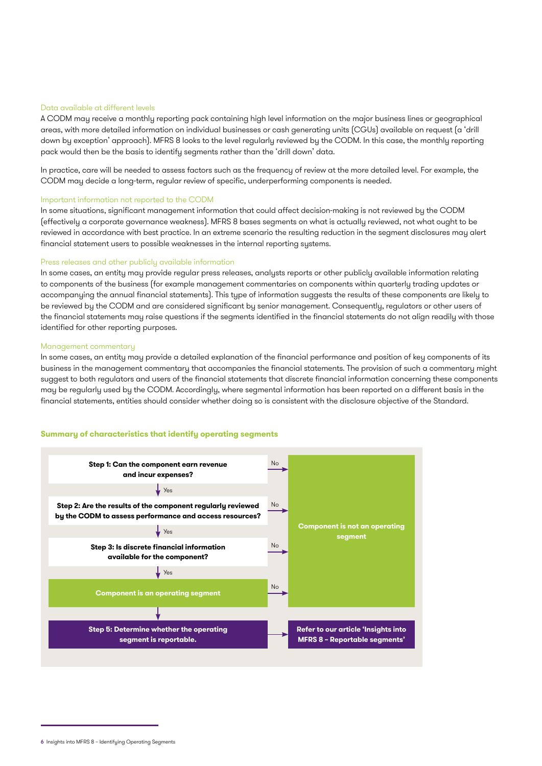### Data available at different levels

A CODM may receive a monthly reporting pack containing high level information on the major business lines or geographical areas, with more detailed information on individual businesses or cash generating units (CGUs) available on request (a 'drill down by exception' approach). MFRS 8 looks to the level regularly reviewed by the CODM. In this case, the monthly reporting pack would then be the basis to identify segments rather than the 'drill down' data.

In practice, care will be needed to assess factors such as the frequency of review at the more detailed level. For example, the CODM may decide a long-term, regular review of specific, underperforming components is needed.

### Important information not reported to the CODM

In some situations, significant management information that could affect decision-making is not reviewed by the CODM (effectively a corporate governance weakness). MFRS 8 bases segments on what is actually reviewed, not what ought to be reviewed in accordance with best practice. In an extreme scenario the resulting reduction in the segment disclosures may alert financial statement users to possible weaknesses in the internal reporting systems.

### Press releases and other publicly available information

In some cases, an entity may provide regular press releases, analysts reports or other publicly available information relating to components of the business (for example management commentaries on components within quarterly trading updates or accompanying the annual financial statements). This type of information suggests the results of these components are likely to be reviewed by the CODM and are considered significant by senior management. Consequently, regulators or other users of the financial statements may raise questions if the segments identified in the financial statements do not align readily with those identified for other reporting purposes.

### Management commentary

In some cases, an entity may provide a detailed explanation of the financial performance and position of key components of its business in the management commentary that accompanies the financial statements. The provision of such a commentary might suggest to both regulators and users of the financial statements that discrete financial information concerning these components may be regularly used by the CODM. Accordingly, where segmental information has been reported on a different basis in the financial statements, entities should consider whether doing so is consistent with the disclosure objective of the Standard.

### Summary of characteristics that identify operating segments

**Step 1: Can the component earn revenue and incur expenses?**
- No → **Component is not an operating segment**
- Yes ↓

**Step 2: Are the results of the component regularly reviewed by the CODM to assess performance and access resources?**
- No → **Component is not an operating segment**
- Yes ↓

**Step 3: Is discrete financial information available for the component?**
- No → **Component is not an operating segment**
- Yes ↓

**Component is an operating segment**
- No → **Component is not an operating segment**
- ↓

**Step 5: Determine whether the operating segment is reportable.** → **Refer to our article 'Insights into MFRS 8 – Reportable segments'**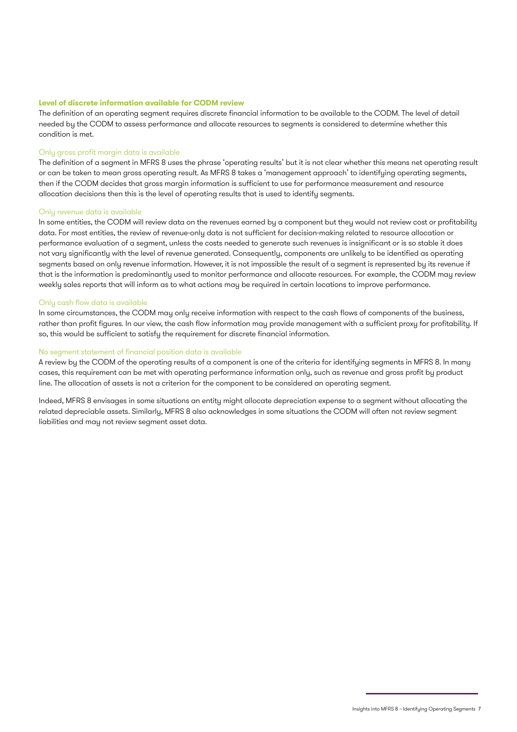### Level of discrete information available for CODM review

The definition of an operating segment requires discrete financial information to be available to the CODM. The level of detail needed by the CODM to assess performance and allocate resources to segments is considered to determine whether this condition is met.

#### Only gross profit margin data is available

The definition of a segment in MFRS 8 uses the phrase 'operating results' but it is not clear whether this means net operating result or can be taken to mean gross operating result. As MFRS 8 takes a 'management approach' to identifying operating segments, then if the CODM decides that gross margin information is sufficient to use for performance measurement and resource allocation decisions then this is the level of operating results that is used to identify segments.

#### Only revenue data is available

In some entities, the CODM will review data on the revenues earned by a component but they would not review cost or profitability data. For most entities, the review of revenue-only data is not sufficient for decision-making related to resource allocation or performance evaluation of a segment, unless the costs needed to generate such revenues is insignificant or is so stable it does not vary significantly with the level of revenue generated. Consequently, components are unlikely to be identified as operating segments based on only revenue information. However, it is not impossible the result of a segment is represented by its revenue if that is the information is predominantly used to monitor performance and allocate resources. For example, the CODM may review weekly sales reports that will inform as to what actions may be required in certain locations to improve performance.

#### Only cash flow data is available

In some circumstances, the CODM may only receive information with respect to the cash flows of components of the business, rather than profit figures. In our view, the cash flow information may provide management with a sufficient proxy for profitability. If so, this would be sufficient to satisfy the requirement for discrete financial information.

#### No segment statement of financial position data is available

A review by the CODM of the operating results of a component is one of the criteria for identifying segments in MFRS 8. In many cases, this requirement can be met with operating performance information only, such as revenue and gross profit by product line. The allocation of assets is not a criterion for the component to be considered an operating segment.

Indeed, MFRS 8 envisages in some situations an entity might allocate depreciation expense to a segment without allocating the related depreciable assets. Similarly, MFRS 8 also acknowledges in some situations the CODM will often not review segment liabilities and may not review segment asset data.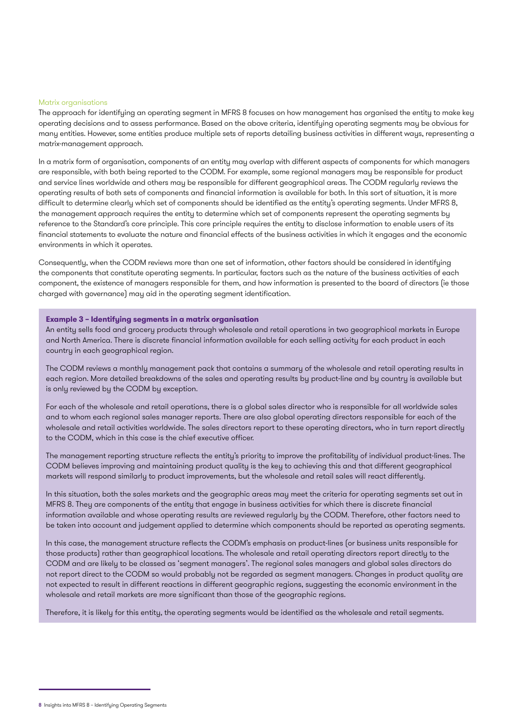### Matrix organisations

The approach for identifying an operating segment in MFRS 8 focuses on how management has organised the entity to make key operating decisions and to assess performance. Based on the above criteria, identifying operating segments may be obvious for many entities. However, some entities produce multiple sets of reports detailing business activities in different ways, representing a matrix-management approach.

In a matrix form of organisation, components of an entity may overlap with different aspects of components for which managers are responsible, with both being reported to the CODM. For example, some regional managers may be responsible for product and service lines worldwide and others may be responsible for different geographical areas. The CODM regularly reviews the operating results of both sets of components and financial information is available for both. In this sort of situation, it is more difficult to determine clearly which set of components should be identified as the entity's operating segments. Under MFRS 8, the management approach requires the entity to determine which set of components represent the operating segments by reference to the Standard's core principle. This core principle requires the entity to disclose information to enable users of its financial statements to evaluate the nature and financial effects of the business activities in which it engages and the economic environments in which it operates.

Consequently, when the CODM reviews more than one set of information, other factors should be considered in identifying the components that constitute operating segments. In particular, factors such as the nature of the business activities of each component, the existence of managers responsible for them, and how information is presented to the board of directors (ie those charged with governance) may aid in the operating segment identification.

**Example 3 – Identifying segments in a matrix organisation**

An entity sells food and grocery products through wholesale and retail operations in two geographical markets in Europe and North America. There is discrete financial information available for each selling activity for each product in each country in each geographical region.

The CODM reviews a monthly management pack that contains a summary of the wholesale and retail operating results in each region. More detailed breakdowns of the sales and operating results by product-line and by country is available but is only reviewed by the CODM by exception.

For each of the wholesale and retail operations, there is a global sales director who is responsible for all worldwide sales and to whom each regional sales manager reports. There are also global operating directors responsible for each of the wholesale and retail activities worldwide. The sales directors report to these operating directors, who in turn report directly to the CODM, which in this case is the chief executive officer.

The management reporting structure reflects the entity's priority to improve the profitability of individual product-lines. The CODM believes improving and maintaining product quality is the key to achieving this and that different geographical markets will respond similarly to product improvements, but the wholesale and retail sales will react differently.

In this situation, both the sales markets and the geographic areas may meet the criteria for operating segments set out in MFRS 8. They are components of the entity that engage in business activities for which there is discrete financial information available and whose operating results are reviewed regularly by the CODM. Therefore, other factors need to be taken into account and judgement applied to determine which components should be reported as operating segments.

In this case, the management structure reflects the CODM's emphasis on product-lines (or business units responsible for those products) rather than geographical locations. The wholesale and retail operating directors report directly to the CODM and are likely to be classed as 'segment managers'. The regional sales managers and global sales directors do not report direct to the CODM so would probably not be regarded as segment managers. Changes in product quality are not expected to result in different reactions in different geographic regions, suggesting the economic environment in the wholesale and retail markets are more significant than those of the geographic regions.

Therefore, it is likely for this entity, the operating segments would be identified as the wholesale and retail segments.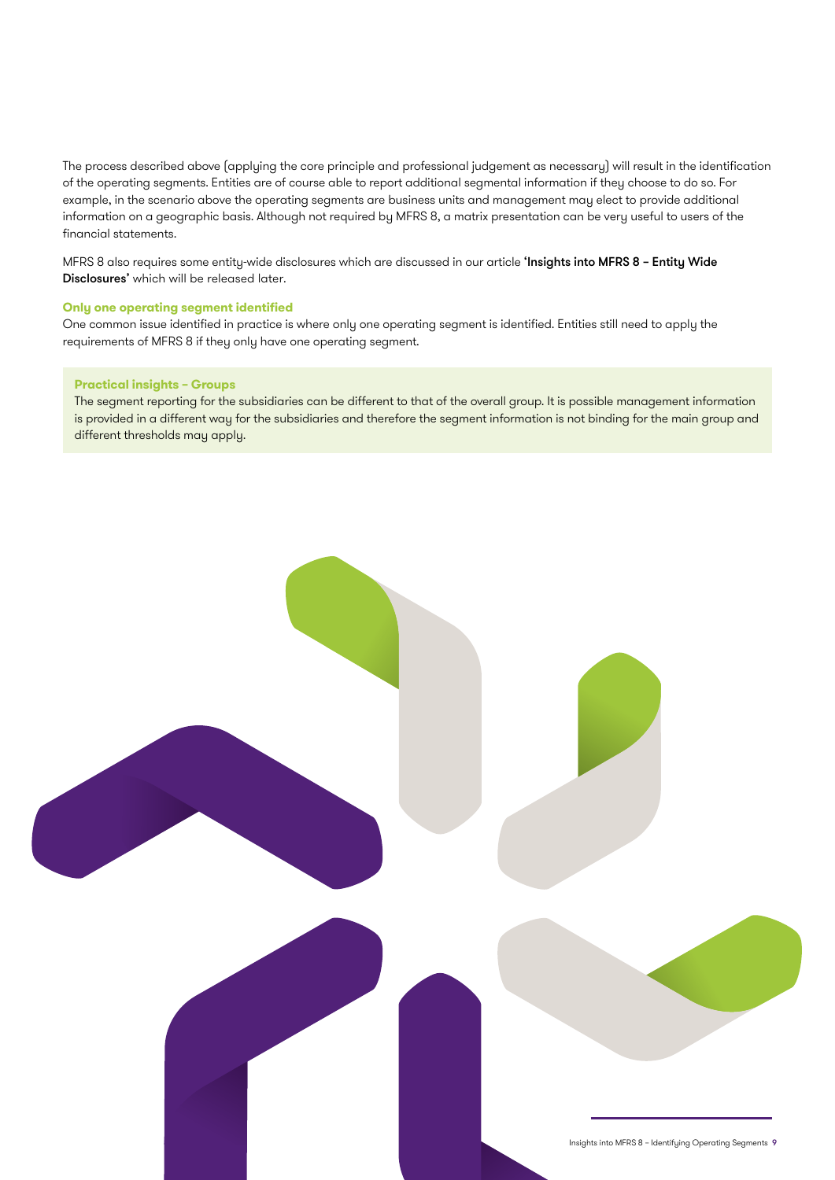The process described above (applying the core principle and professional judgement as necessary) will result in the identification of the operating segments. Entities are of course able to report additional segmental information if they choose to do so. For example, in the scenario above the operating segments are business units and management may elect to provide additional information on a geographic basis. Although not required by MFRS 8, a matrix presentation can be very useful to users of the financial statements.

MFRS 8 also requires some entity-wide disclosures which are discussed in our article **'Insights into MFRS 8 – Entity Wide Disclosures'** which will be released later.

### Only one operating segment identified

One common issue identified in practice is where only one operating segment is identified. Entities still need to apply the requirements of MFRS 8 if they only have one operating segment.

> **Practical insights – Groups**
>
> The segment reporting for the subsidiaries can be different to that of the overall group. It is possible management information is provided in a different way for the subsidiaries and therefore the segment information is not binding for the main group and different thresholds may apply.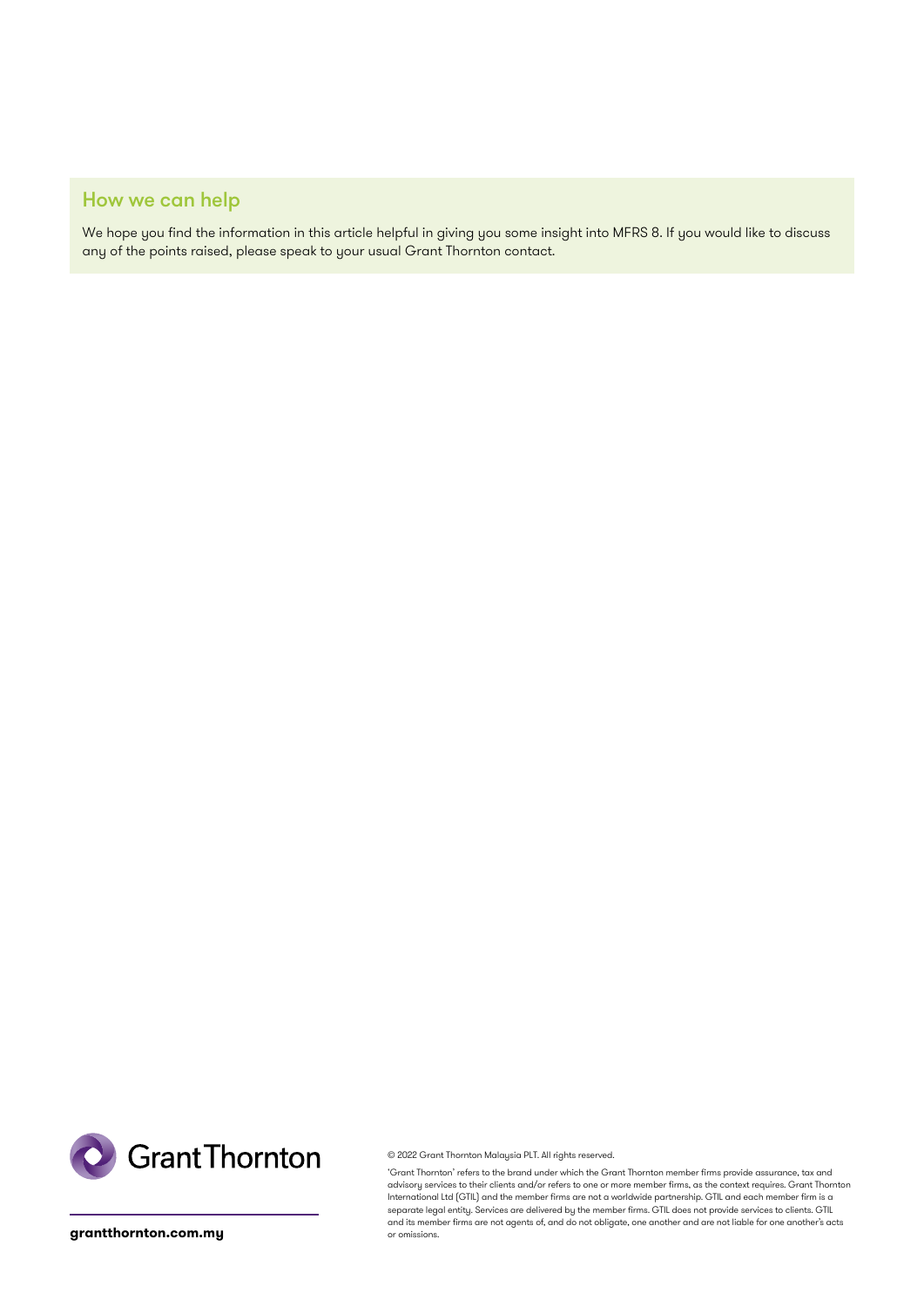## How we can help

We hope you find the information in this article helpful in giving you some insight into MFRS 8. If you would like to discuss any of the points raised, please speak to your usual Grant Thornton contact.

Grant Thornton

**grantthornton.com.my**

© 2022 Grant Thornton Malaysia PLT. All rights reserved.

'Grant Thornton' refers to the brand under which the Grant Thornton member firms provide assurance, tax and advisory services to their clients and/or refers to one or more member firms, as the context requires. Grant Thornton International Ltd (GTIL) and the member firms are not a worldwide partnership. GTIL and each member firm is a separate legal entity. Services are delivered by the member firms. GTIL does not provide services to clients. GTIL and its member firms are not agents of, and do not obligate, one another and are not liable for one another's acts or omissions.